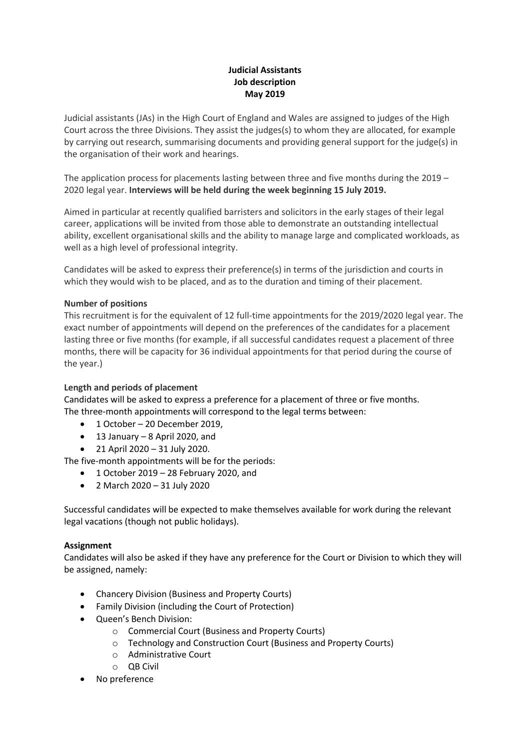# Judicial Assistants
## Job description
## May 2019

Judicial assistants (JAs) in the High Court of England and Wales are assigned to judges of the High Court across the three Divisions. They assist the judges(s) to whom they are allocated, for example by carrying out research, summarising documents and providing general support for the judge(s) in the organisation of their work and hearings.

The application process for placements lasting between three and five months during the 2019 – 2020 legal year. **Interviews will be held during the week beginning 15 July 2019.**

Aimed in particular at recently qualified barristers and solicitors in the early stages of their legal career, applications will be invited from those able to demonstrate an outstanding intellectual ability, excellent organisational skills and the ability to manage large and complicated workloads, as well as a high level of professional integrity.

Candidates will be asked to express their preference(s) in terms of the jurisdiction and courts in which they would wish to be placed, and as to the duration and timing of their placement.

**Number of positions**

This recruitment is for the equivalent of 12 full-time appointments for the 2019/2020 legal year. The exact number of appointments will depend on the preferences of the candidates for a placement lasting three or five months (for example, if all successful candidates request a placement of three months, there will be capacity for 36 individual appointments for that period during the course of the year.)

**Length and periods of placement**

Candidates will be asked to express a preference for a placement of three or five months.
The three-month appointments will correspond to the legal terms between:

- 1 October – 20 December 2019,
- 13 January – 8 April 2020, and
- 21 April 2020 – 31 July 2020.

The five-month appointments will be for the periods:

- 1 October 2019 – 28 February 2020, and
- 2 March 2020 – 31 July 2020

Successful candidates will be expected to make themselves available for work during the relevant legal vacations (though not public holidays).

**Assignment**

Candidates will also be asked if they have any preference for the Court or Division to which they will be assigned, namely:

- Chancery Division (Business and Property Courts)
- Family Division (including the Court of Protection)
- Queen's Bench Division:
  - Commercial Court (Business and Property Courts)
  - Technology and Construction Court (Business and Property Courts)
  - Administrative Court
  - QB Civil
- No preference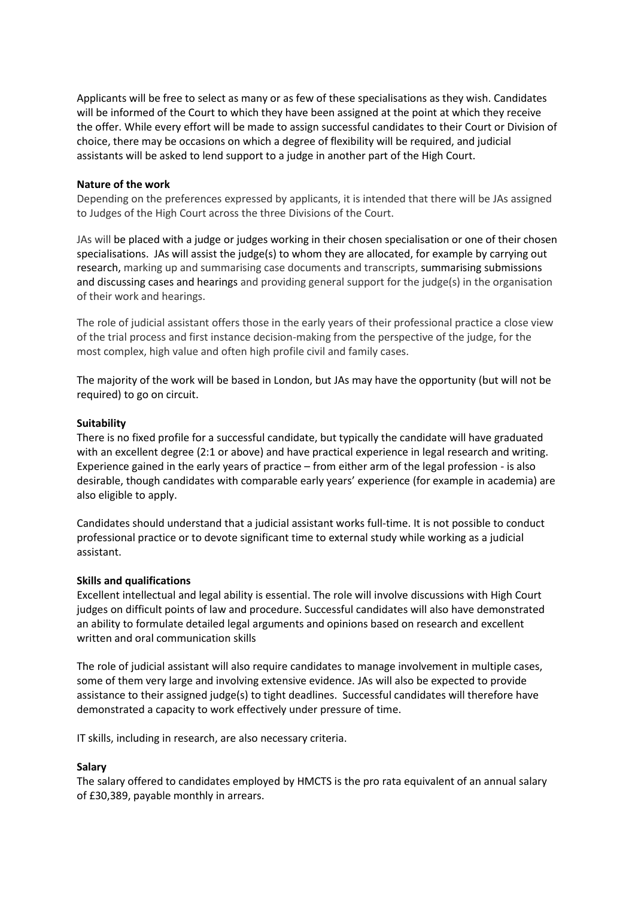Applicants will be free to select as many or as few of these specialisations as they wish. Candidates will be informed of the Court to which they have been assigned at the point at which they receive the offer. While every effort will be made to assign successful candidates to their Court or Division of choice, there may be occasions on which a degree of flexibility will be required, and judicial assistants will be asked to lend support to a judge in another part of the High Court.

**Nature of the work**

Depending on the preferences expressed by applicants, it is intended that there will be JAs assigned to Judges of the High Court across the three Divisions of the Court.

JAs will be placed with a judge or judges working in their chosen specialisation or one of their chosen specialisations. JAs will assist the judge(s) to whom they are allocated, for example by carrying out research, marking up and summarising case documents and transcripts, summarising submissions and discussing cases and hearings and providing general support for the judge(s) in the organisation of their work and hearings.

The role of judicial assistant offers those in the early years of their professional practice a close view of the trial process and first instance decision-making from the perspective of the judge, for the most complex, high value and often high profile civil and family cases.

The majority of the work will be based in London, but JAs may have the opportunity (but will not be required) to go on circuit.

**Suitability**

There is no fixed profile for a successful candidate, but typically the candidate will have graduated with an excellent degree (2:1 or above) and have practical experience in legal research and writing. Experience gained in the early years of practice – from either arm of the legal profession - is also desirable, though candidates with comparable early years' experience (for example in academia) are also eligible to apply.

Candidates should understand that a judicial assistant works full-time. It is not possible to conduct professional practice or to devote significant time to external study while working as a judicial assistant.

**Skills and qualifications**

Excellent intellectual and legal ability is essential. The role will involve discussions with High Court judges on difficult points of law and procedure. Successful candidates will also have demonstrated an ability to formulate detailed legal arguments and opinions based on research and excellent written and oral communication skills

The role of judicial assistant will also require candidates to manage involvement in multiple cases, some of them very large and involving extensive evidence. JAs will also be expected to provide assistance to their assigned judge(s) to tight deadlines. Successful candidates will therefore have demonstrated a capacity to work effectively under pressure of time.

IT skills, including in research, are also necessary criteria.

**Salary**

The salary offered to candidates employed by HMCTS is the pro rata equivalent of an annual salary of £30,389, payable monthly in arrears.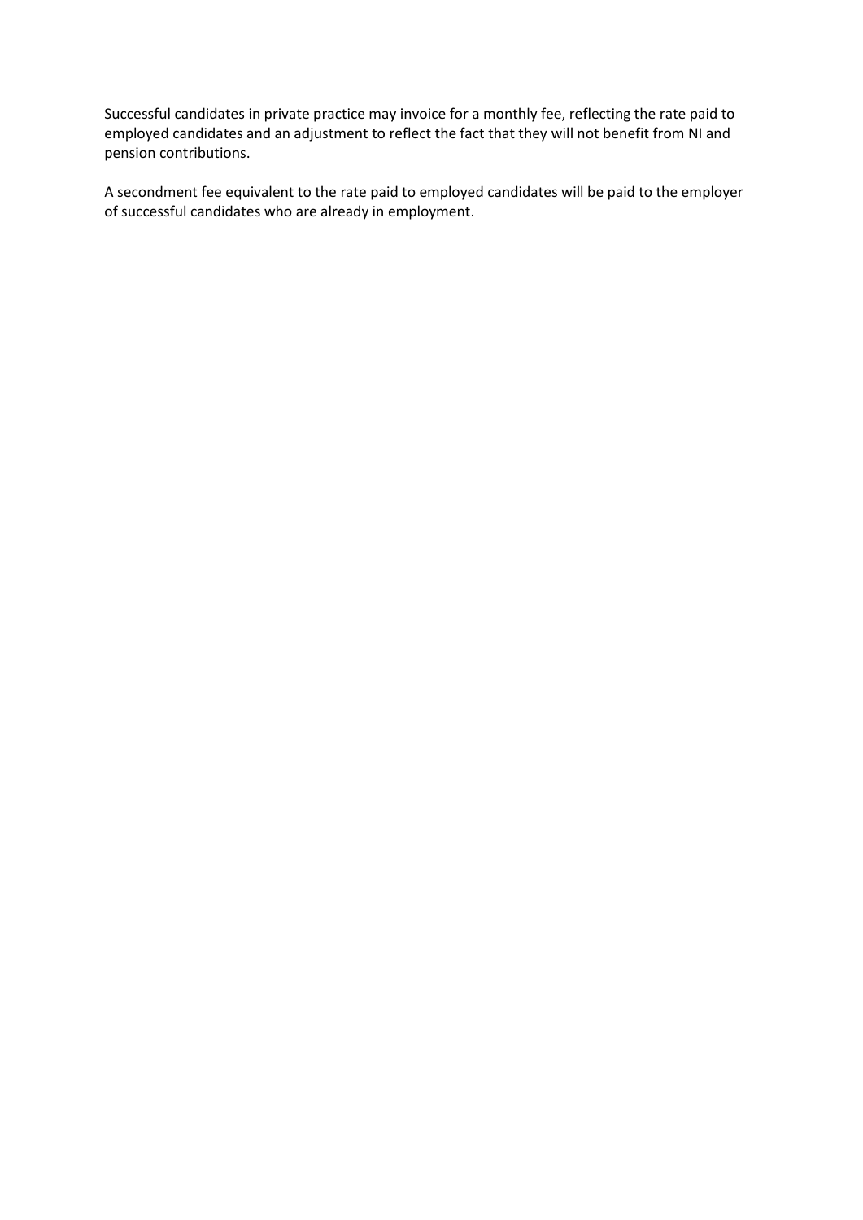Successful candidates in private practice may invoice for a monthly fee, reflecting the rate paid to employed candidates and an adjustment to reflect the fact that they will not benefit from NI and pension contributions.

A secondment fee equivalent to the rate paid to employed candidates will be paid to the employer of successful candidates who are already in employment.